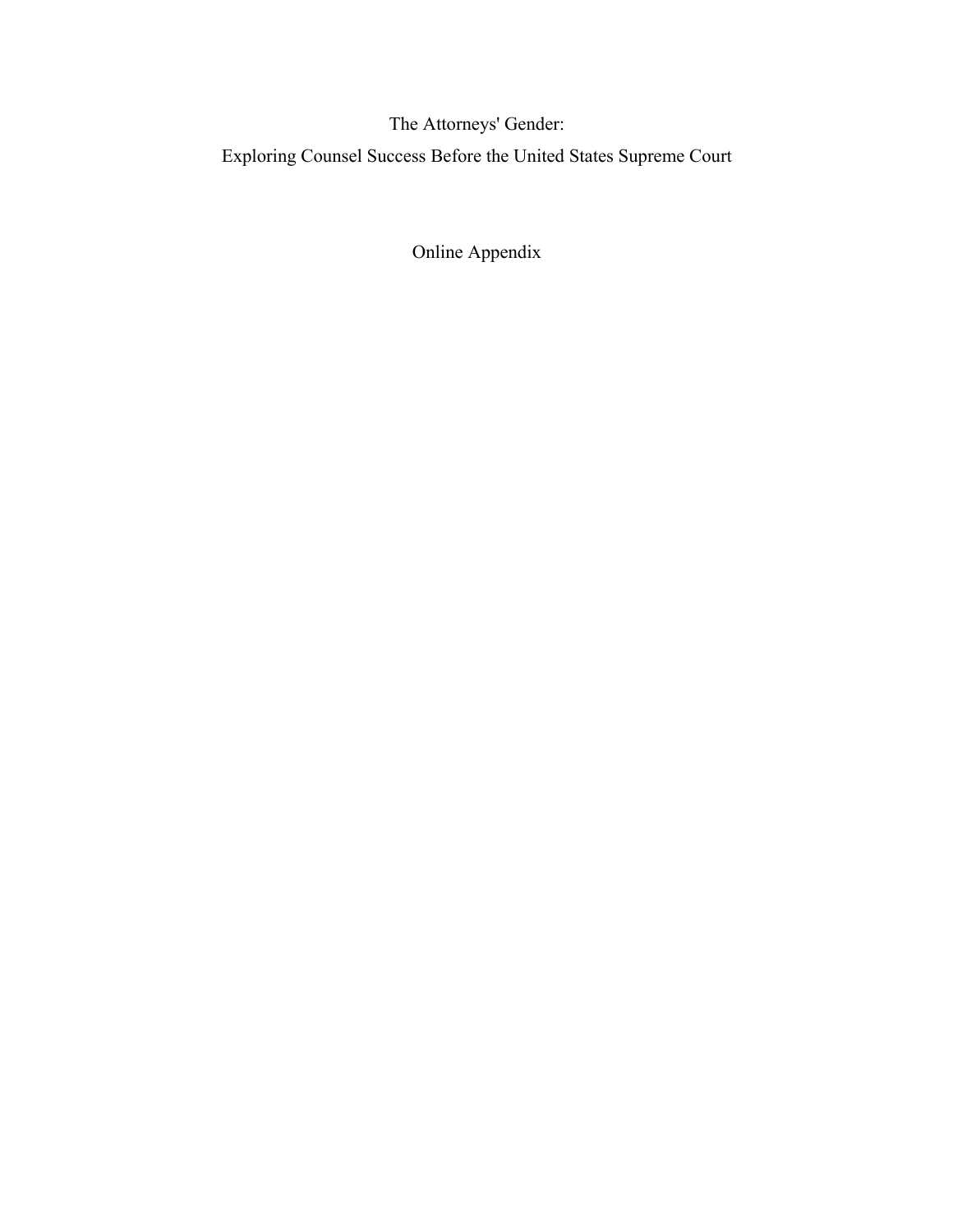# The Attorneys' Gender:
# Exploring Counsel Success Before the United States Supreme Court

## Online Appendix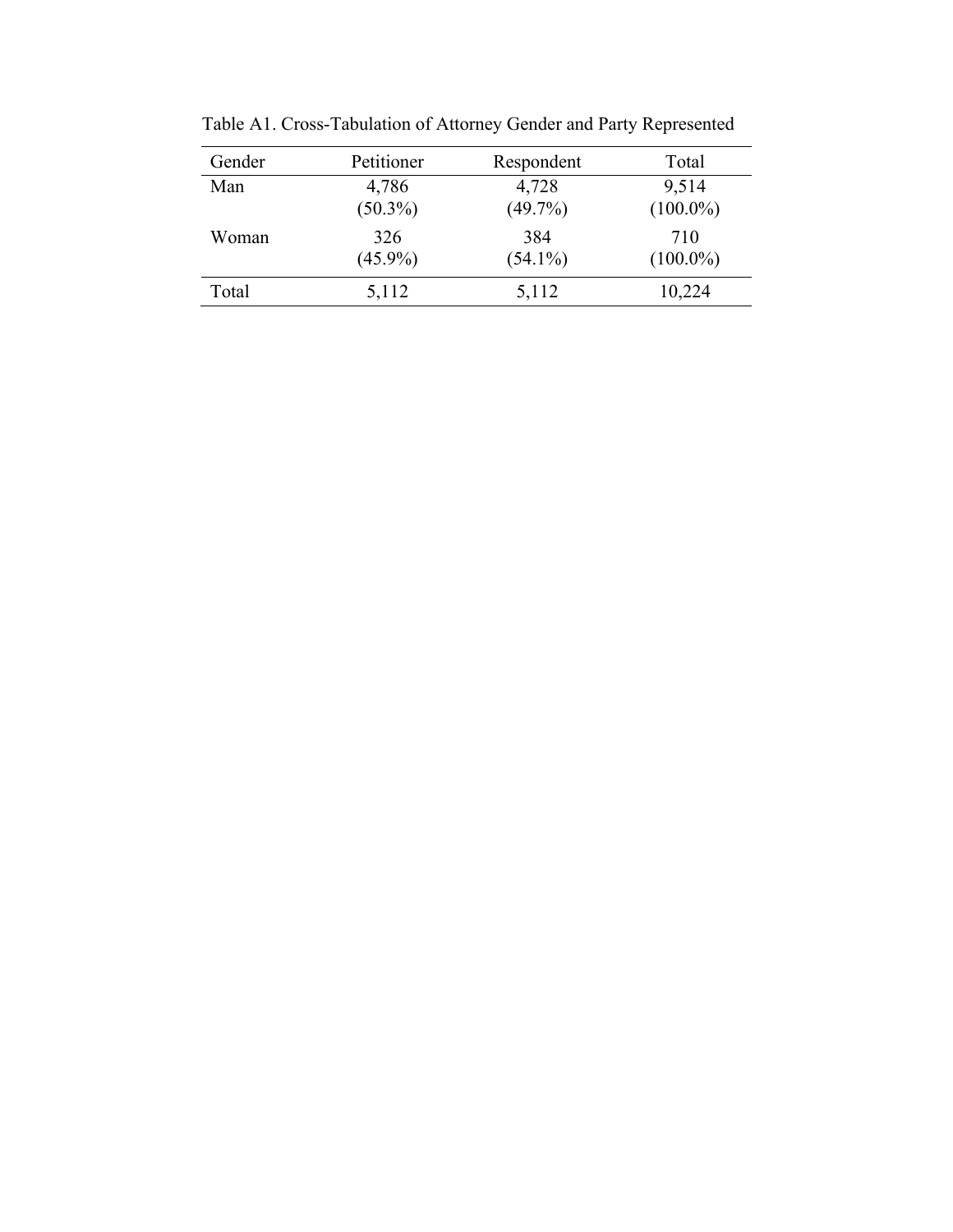Table A1. Cross-Tabulation of Attorney Gender and Party Represented

| Gender | Petitioner | Respondent | Total |
|---|---|---|---|
| Man | 4,786 (50.3%) | 4,728 (49.7%) | 9,514 (100.0%) |
| Woman | 326 (45.9%) | 384 (54.1%) | 710 (100.0%) |
| Total | 5,112 | 5,112 | 10,224 |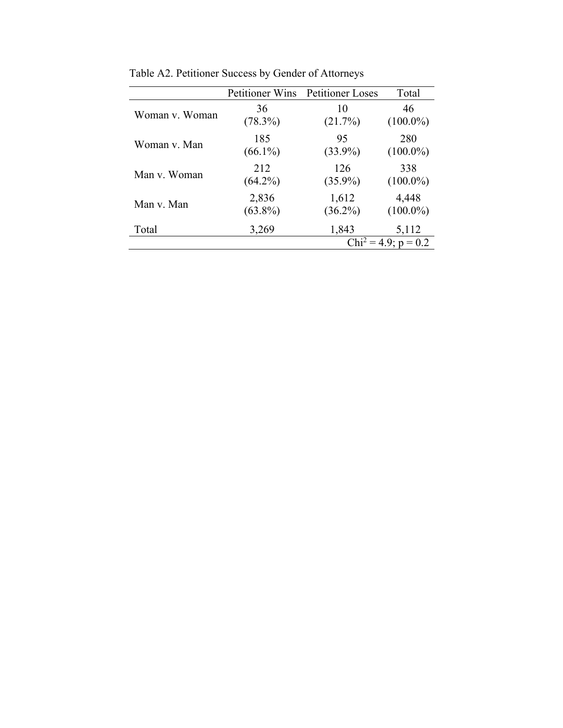Table A2. Petitioner Success by Gender of Attorneys

| | Petitioner Wins | Petitioner Loses | Total |
|---|---|---|---|
| Woman v. Woman | 36 (78.3%) | 10 (21.7%) | 46 (100.0%) |
| Woman v. Man | 185 (66.1%) | 95 (33.9%) | 280 (100.0%) |
| Man v. Woman | 212 (64.2%) | 126 (35.9%) | 338 (100.0%) |
| Man v. Man | 2,836 (63.8%) | 1,612 (36.2%) | 4,448 (100.0%) |
| Total | 3,269 | 1,843 | 5,112 |

$Chi^2 = 4.9$; $p = 0.2$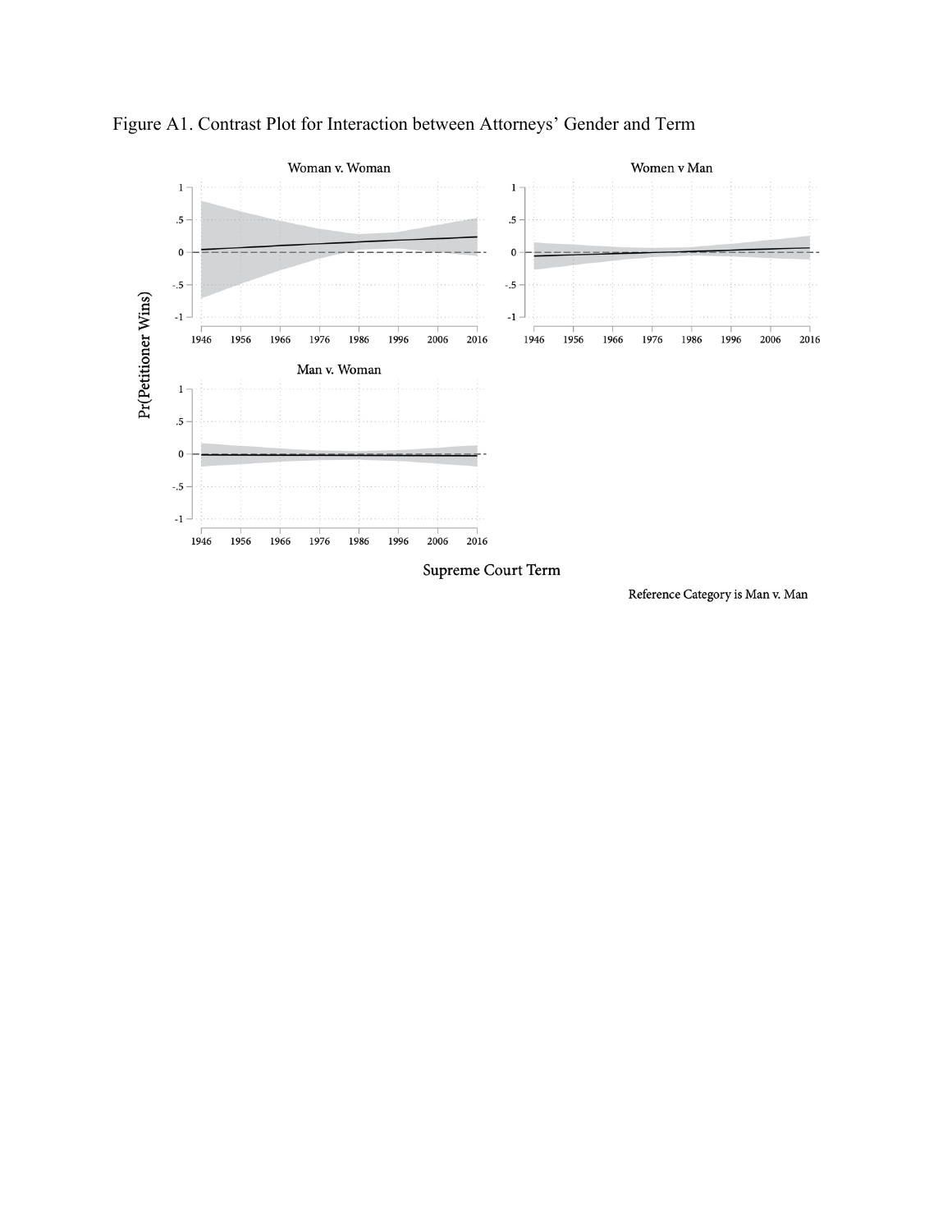Figure A1. Contrast Plot for Interaction between Attorneys' Gender and Term

Reference Category is Man v. Man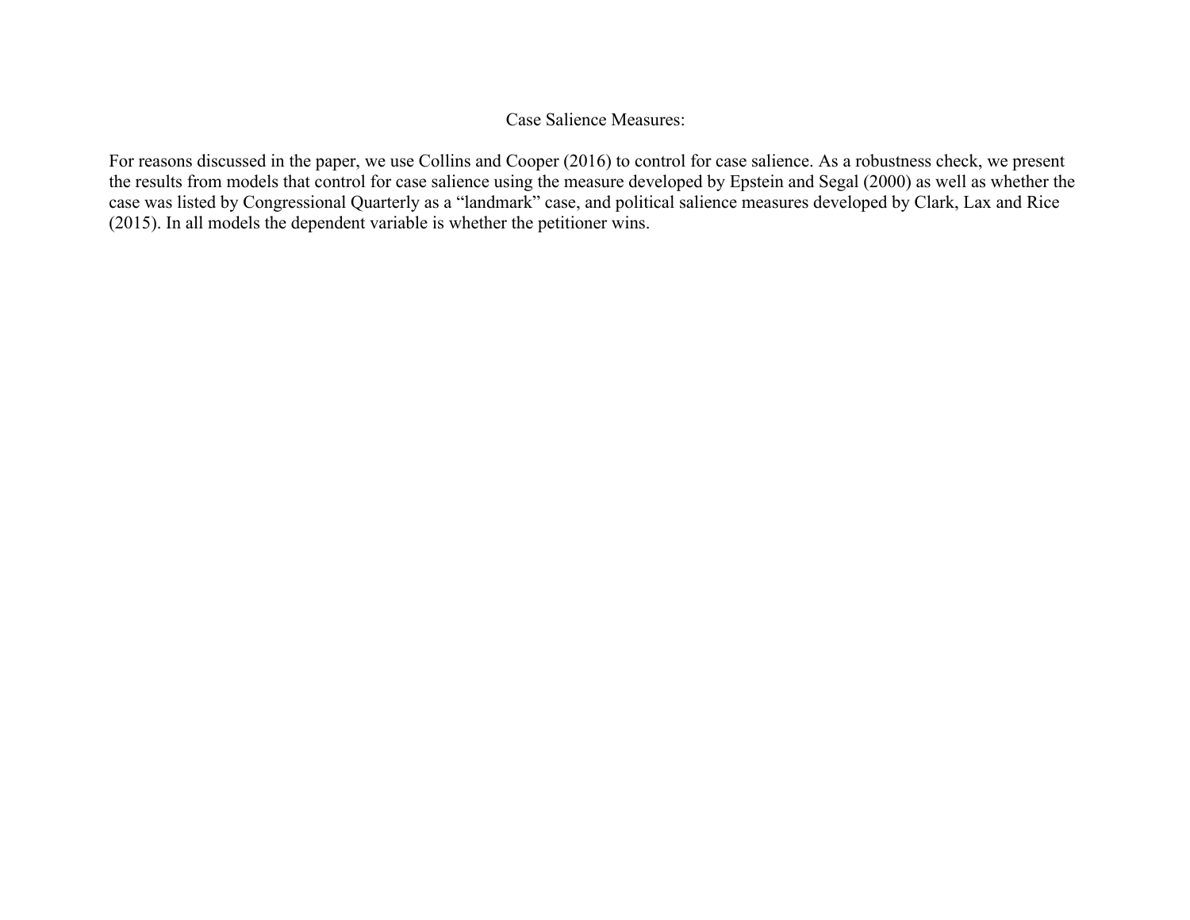# Case Salience Measures:

For reasons discussed in the paper, we use Collins and Cooper (2016) to control for case salience. As a robustness check, we present the results from models that control for case salience using the measure developed by Epstein and Segal (2000) as well as whether the case was listed by Congressional Quarterly as a “landmark” case, and political salience measures developed by Clark, Lax and Rice (2015). In all models the dependent variable is whether the petitioner wins.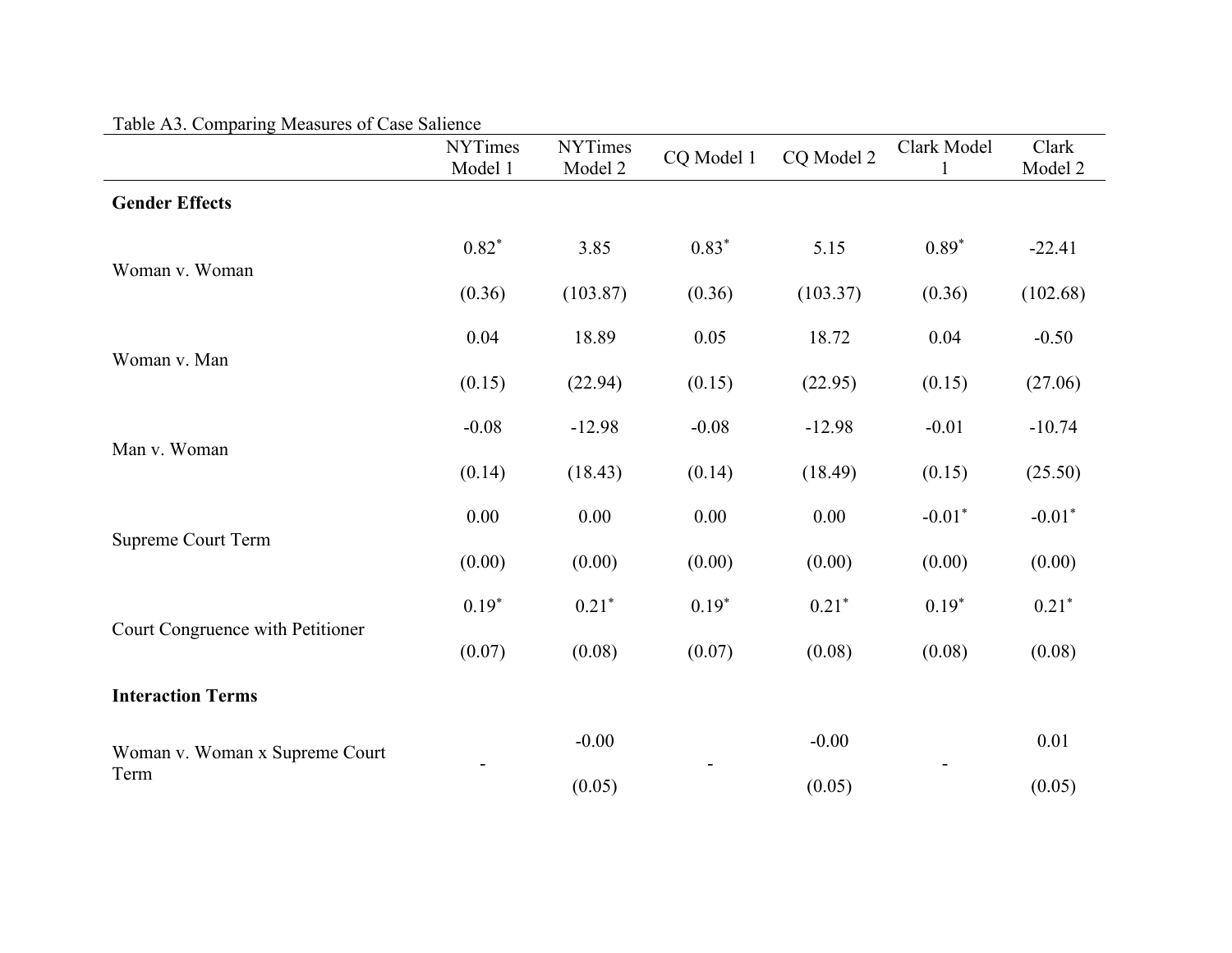Table A3. Comparing Measures of Case Salience

| | NYTimes Model 1 | NYTimes Model 2 | CQ Model 1 | CQ Model 2 | Clark Model 1 | Clark Model 2 |
|---|---|---|---|---|---|---|
| **Gender Effects** | | | | | | |
| Woman v. Woman | 0.82* | 3.85 | 0.83* | 5.15 | 0.89* | -22.41 |
| | (0.36) | (103.87) | (0.36) | (103.37) | (0.36) | (102.68) |
| Woman v. Man | 0.04 | 18.89 | 0.05 | 18.72 | 0.04 | -0.50 |
| | (0.15) | (22.94) | (0.15) | (22.95) | (0.15) | (27.06) |
| Man v. Woman | -0.08 | -12.98 | -0.08 | -12.98 | -0.01 | -10.74 |
| | (0.14) | (18.43) | (0.14) | (18.49) | (0.15) | (25.50) |
| Supreme Court Term | 0.00 | 0.00 | 0.00 | 0.00 | -0.01* | -0.01* |
| | (0.00) | (0.00) | (0.00) | (0.00) | (0.00) | (0.00) |
| Court Congruence with Petitioner | 0.19* | 0.21* | 0.19* | 0.21* | 0.19* | 0.21* |
| | (0.07) | (0.08) | (0.07) | (0.08) | (0.08) | (0.08) |
| **Interaction Terms** | | | | | | |
| Woman v. Woman x Supreme Court Term | - | -0.00 | - | -0.00 | - | 0.01 |
| | | (0.05) | | (0.05) | | (0.05) |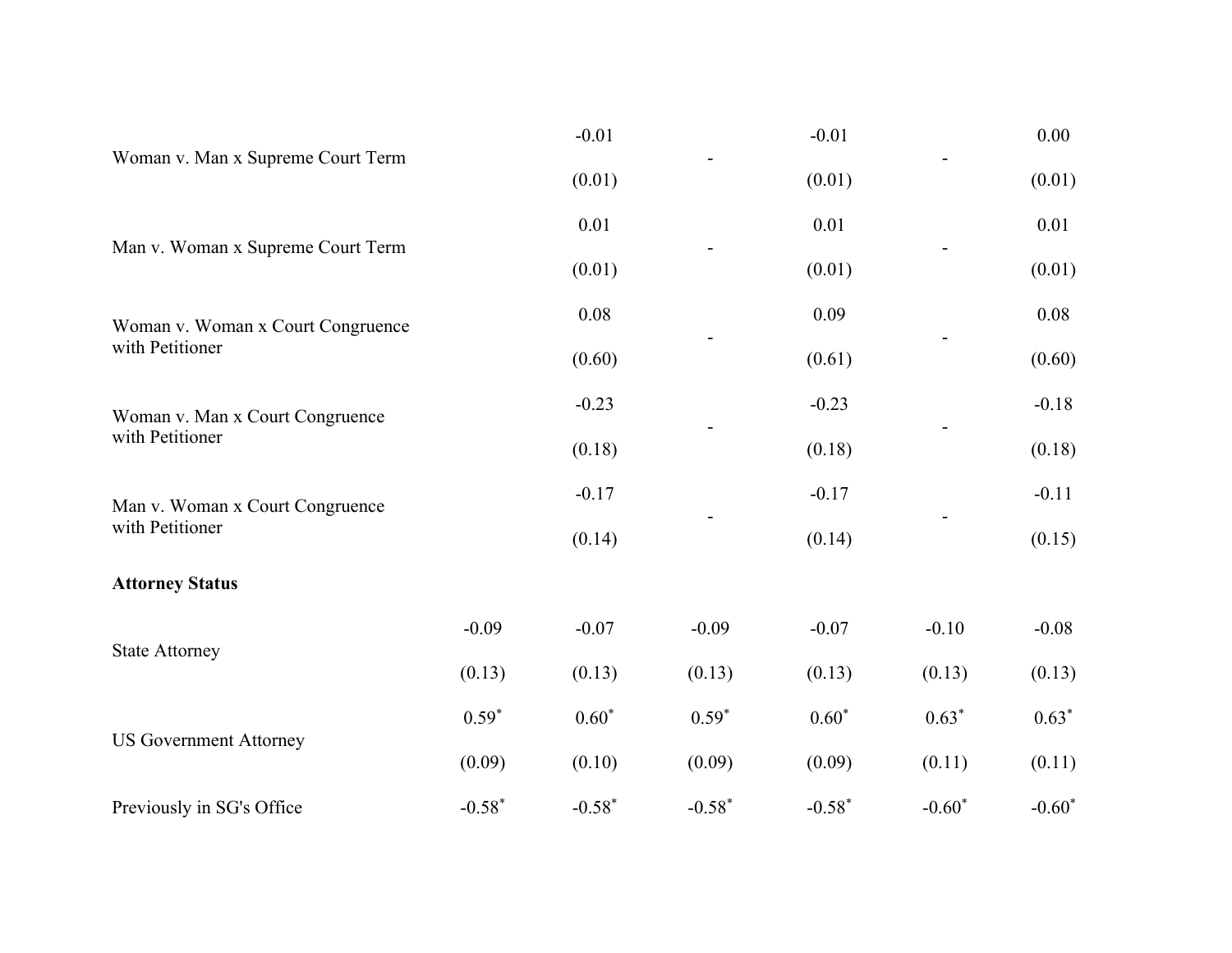| | | | | | | |
|---|---|---|---|---|---|---|
| Woman v. Man x Supreme Court Term | | -0.01 | - | -0.01 | - | 0.00 |
| | | (0.01) | | (0.01) | | (0.01) |
| Man v. Woman x Supreme Court Term | | 0.01 | - | 0.01 | - | 0.01 |
| | | (0.01) | | (0.01) | | (0.01) |
| Woman v. Woman x Court Congruence with Petitioner | | 0.08 | - | 0.09 | - | 0.08 |
| | | (0.60) | | (0.61) | | (0.60) |
| Woman v. Man x Court Congruence with Petitioner | | -0.23 | - | -0.23 | - | -0.18 |
| | | (0.18) | | (0.18) | | (0.18) |
| Man v. Woman x Court Congruence with Petitioner | | -0.17 | - | -0.17 | - | -0.11 |
| | | (0.14) | | (0.14) | | (0.15) |
| **Attorney Status** | | | | | | |
| State Attorney | -0.09 | -0.07 | -0.09 | -0.07 | -0.10 | -0.08 |
| | (0.13) | (0.13) | (0.13) | (0.13) | (0.13) | (0.13) |
| US Government Attorney | 0.59* | 0.60* | 0.59* | 0.60* | 0.63* | 0.63* |
| | (0.09) | (0.10) | (0.09) | (0.09) | (0.11) | (0.11) |
| Previously in SG's Office | -0.58* | -0.58* | -0.58* | -0.58* | -0.60* | -0.60* |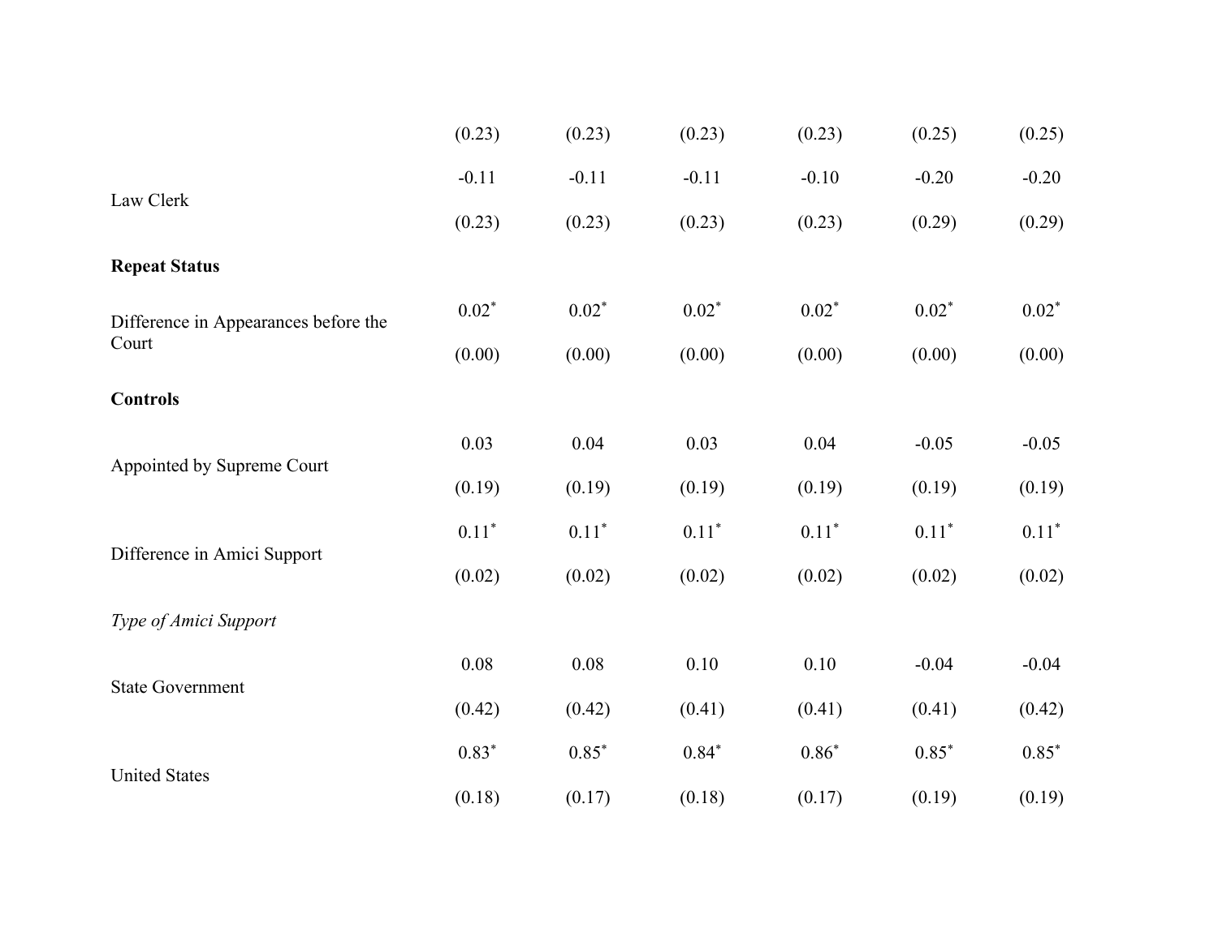| | | | | | | |
|---|---|---|---|---|---|---|
| | (0.23) | (0.23) | (0.23) | (0.23) | (0.25) | (0.25) |
| Law Clerk | -0.11 | -0.11 | -0.11 | -0.10 | -0.20 | -0.20 |
| | (0.23) | (0.23) | (0.23) | (0.23) | (0.29) | (0.29) |
| **Repeat Status** | | | | | | |
| Difference in Appearances before the Court | 0.02* | 0.02* | 0.02* | 0.02* | 0.02* | 0.02* |
| | (0.00) | (0.00) | (0.00) | (0.00) | (0.00) | (0.00) |
| **Controls** | | | | | | |
| Appointed by Supreme Court | 0.03 | 0.04 | 0.03 | 0.04 | -0.05 | -0.05 |
| | (0.19) | (0.19) | (0.19) | (0.19) | (0.19) | (0.19) |
| Difference in Amici Support | 0.11* | 0.11* | 0.11* | 0.11* | 0.11* | 0.11* |
| | (0.02) | (0.02) | (0.02) | (0.02) | (0.02) | (0.02) |
| *Type of Amici Support* | | | | | | |
| State Government | 0.08 | 0.08 | 0.10 | 0.10 | -0.04 | -0.04 |
| | (0.42) | (0.42) | (0.41) | (0.41) | (0.41) | (0.42) |
| United States | 0.83* | 0.85* | 0.84* | 0.86* | 0.85* | 0.85* |
| | (0.18) | (0.17) | (0.18) | (0.17) | (0.19) | (0.19) |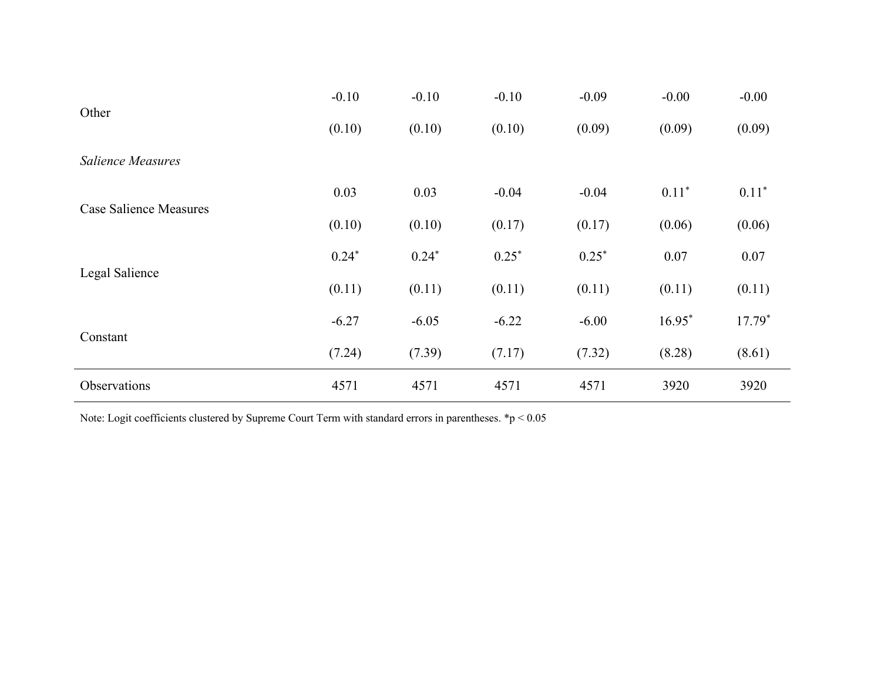| | | | | | | |
|---|---|---|---|---|---|---|
| Other | -0.10 | -0.10 | -0.10 | -0.09 | -0.00 | -0.00 |
| | (0.10) | (0.10) | (0.10) | (0.09) | (0.09) | (0.09) |
| *Salience Measures* | | | | | | |
| Case Salience Measures | 0.03 | 0.03 | -0.04 | -0.04 | 0.11* | 0.11* |
| | (0.10) | (0.10) | (0.17) | (0.17) | (0.06) | (0.06) |
| Legal Salience | 0.24* | 0.24* | 0.25* | 0.25* | 0.07 | 0.07 |
| | (0.11) | (0.11) | (0.11) | (0.11) | (0.11) | (0.11) |
| Constant | -6.27 | -6.05 | -6.22 | -6.00 | 16.95* | 17.79* |
| | (7.24) | (7.39) | (7.17) | (7.32) | (8.28) | (8.61) |
| Observations | 4571 | 4571 | 4571 | 4571 | 3920 | 3920 |

Note: Logit coefficients clustered by Supreme Court Term with standard errors in parentheses. *$p < 0.05$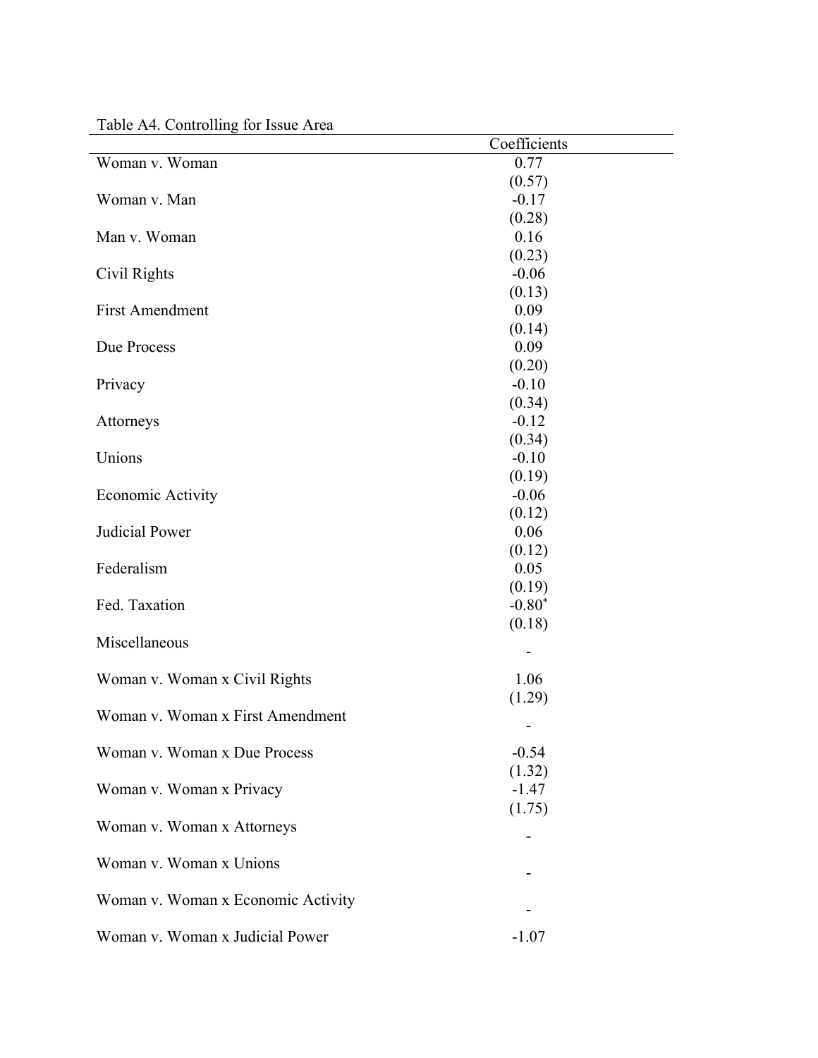Table A4. Controlling for Issue Area

| | Coefficients |
|---|---|
| Woman v. Woman | 0.77 |
| | (0.57) |
| Woman v. Man | -0.17 |
| | (0.28) |
| Man v. Woman | 0.16 |
| | (0.23) |
| Civil Rights | -0.06 |
| | (0.13) |
| First Amendment | 0.09 |
| | (0.14) |
| Due Process | 0.09 |
| | (0.20) |
| Privacy | -0.10 |
| | (0.34) |
| Attorneys | -0.12 |
| | (0.34) |
| Unions | -0.10 |
| | (0.19) |
| Economic Activity | -0.06 |
| | (0.12) |
| Judicial Power | 0.06 |
| | (0.12) |
| Federalism | 0.05 |
| | (0.19) |
| Fed. Taxation | -0.80* |
| | (0.18) |
| Miscellaneous | - |
| Woman v. Woman x Civil Rights | 1.06 |
| | (1.29) |
| Woman v. Woman x First Amendment | - |
| Woman v. Woman x Due Process | -0.54 |
| | (1.32) |
| Woman v. Woman x Privacy | -1.47 |
| | (1.75) |
| Woman v. Woman x Attorneys | - |
| Woman v. Woman x Unions | - |
| Woman v. Woman x Economic Activity | - |
| Woman v. Woman x Judicial Power | -1.07 |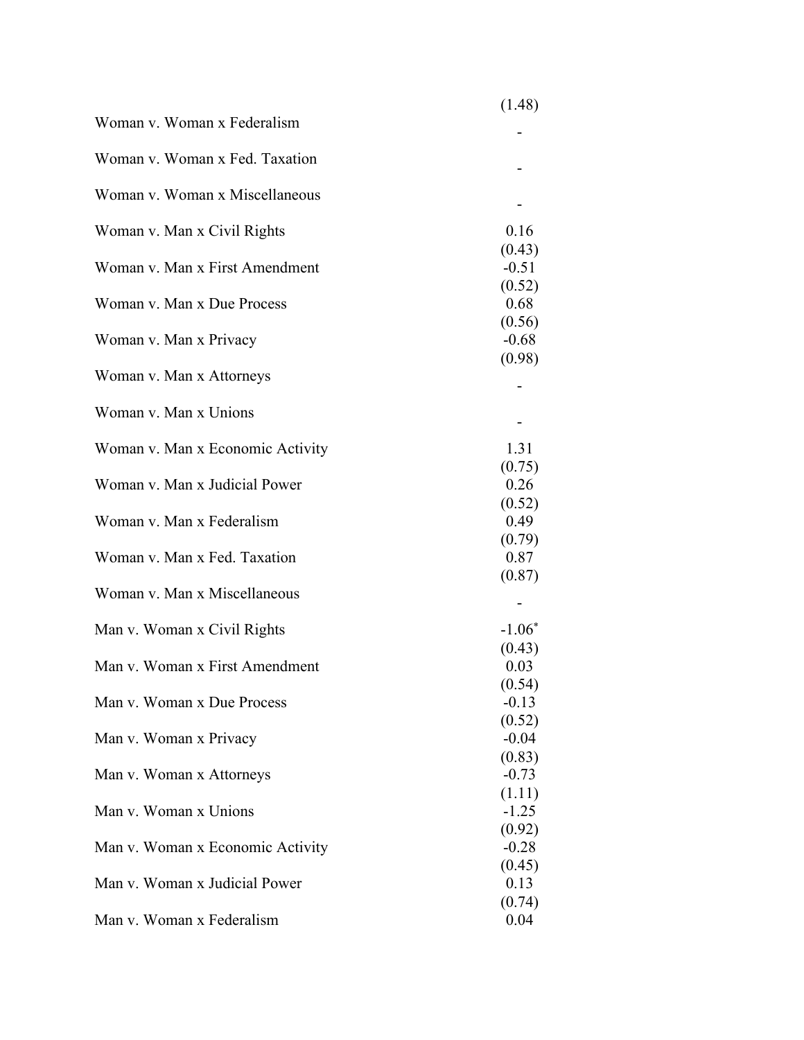| | |
|---|---|
| | (1.48) |
| Woman v. Woman x Federalism | - |
| Woman v. Woman x Fed. Taxation | - |
| Woman v. Woman x Miscellaneous | - |
| Woman v. Man x Civil Rights | 0.16 |
| | (0.43) |
| Woman v. Man x First Amendment | -0.51 |
| | (0.52) |
| Woman v. Man x Due Process | 0.68 |
| | (0.56) |
| Woman v. Man x Privacy | -0.68 |
| | (0.98) |
| Woman v. Man x Attorneys | - |
| Woman v. Man x Unions | - |
| Woman v. Man x Economic Activity | 1.31 |
| | (0.75) |
| Woman v. Man x Judicial Power | 0.26 |
| | (0.52) |
| Woman v. Man x Federalism | 0.49 |
| | (0.79) |
| Woman v. Man x Fed. Taxation | 0.87 |
| | (0.87) |
| Woman v. Man x Miscellaneous | - |
| Man v. Woman x Civil Rights | -1.06* |
| | (0.43) |
| Man v. Woman x First Amendment | 0.03 |
| | (0.54) |
| Man v. Woman x Due Process | -0.13 |
| | (0.52) |
| Man v. Woman x Privacy | -0.04 |
| | (0.83) |
| Man v. Woman x Attorneys | -0.73 |
| | (1.11) |
| Man v. Woman x Unions | -1.25 |
| | (0.92) |
| Man v. Woman x Economic Activity | -0.28 |
| | (0.45) |
| Man v. Woman x Judicial Power | 0.13 |
| | (0.74) |
| Man v. Woman x Federalism | 0.04 |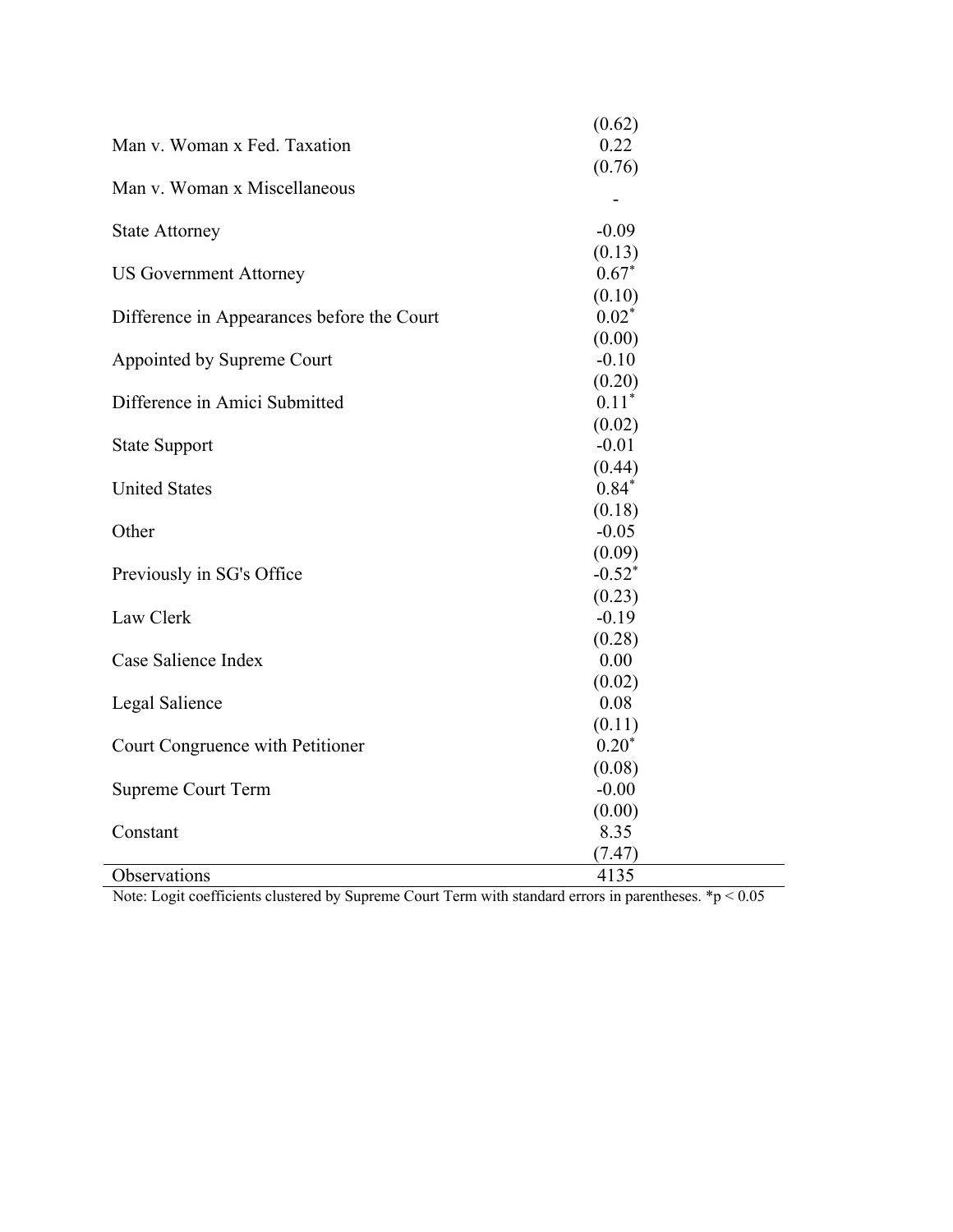| | |
|---|---|
| | (0.62) |
| Man v. Woman x Fed. Taxation | 0.22 |
| | (0.76) |
| Man v. Woman x Miscellaneous | - |
| State Attorney | -0.09 |
| | (0.13) |
| US Government Attorney | 0.67* |
| | (0.10) |
| Difference in Appearances before the Court | 0.02* |
| | (0.00) |
| Appointed by Supreme Court | -0.10 |
| | (0.20) |
| Difference in Amici Submitted | 0.11* |
| | (0.02) |
| State Support | -0.01 |
| | (0.44) |
| United States | 0.84* |
| | (0.18) |
| Other | -0.05 |
| | (0.09) |
| Previously in SG's Office | -0.52* |
| | (0.23) |
| Law Clerk | -0.19 |
| | (0.28) |
| Case Salience Index | 0.00 |
| | (0.02) |
| Legal Salience | 0.08 |
| | (0.11) |
| Court Congruence with Petitioner | 0.20* |
| | (0.08) |
| Supreme Court Term | -0.00 |
| | (0.00) |
| Constant | 8.35 |
| | (7.47) |
| Observations | 4135 |

Note: Logit coefficients clustered by Supreme Court Term with standard errors in parentheses. *$p < 0.05$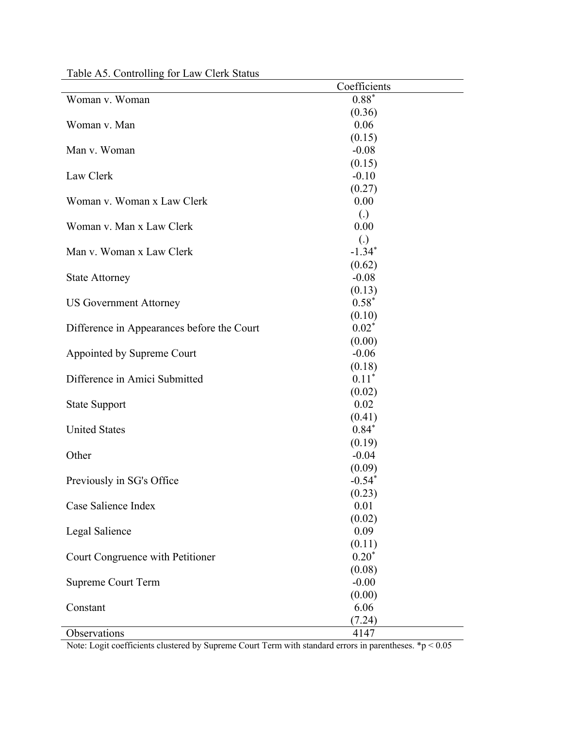Table A5. Controlling for Law Clerk Status

| | Coefficients |
|---|---|
| Woman v. Woman | 0.88* |
| | (0.36) |
| Woman v. Man | 0.06 |
| | (0.15) |
| Man v. Woman | -0.08 |
| | (0.15) |
| Law Clerk | -0.10 |
| | (0.27) |
| Woman v. Woman x Law Clerk | 0.00 |
| | (.) |
| Woman v. Man x Law Clerk | 0.00 |
| | (.) |
| Man v. Woman x Law Clerk | -1.34* |
| | (0.62) |
| State Attorney | -0.08 |
| | (0.13) |
| US Government Attorney | 0.58* |
| | (0.10) |
| Difference in Appearances before the Court | 0.02* |
| | (0.00) |
| Appointed by Supreme Court | -0.06 |
| | (0.18) |
| Difference in Amici Submitted | 0.11* |
| | (0.02) |
| State Support | 0.02 |
| | (0.41) |
| United States | 0.84* |
| | (0.19) |
| Other | -0.04 |
| | (0.09) |
| Previously in SG's Office | -0.54* |
| | (0.23) |
| Case Salience Index | 0.01 |
| | (0.02) |
| Legal Salience | 0.09 |
| | (0.11) |
| Court Congruence with Petitioner | 0.20* |
| | (0.08) |
| Supreme Court Term | -0.00 |
| | (0.00) |
| Constant | 6.06 |
| | (7.24) |
| Observations | 4147 |

Note: Logit coefficients clustered by Supreme Court Term with standard errors in parentheses. *$p < 0.05$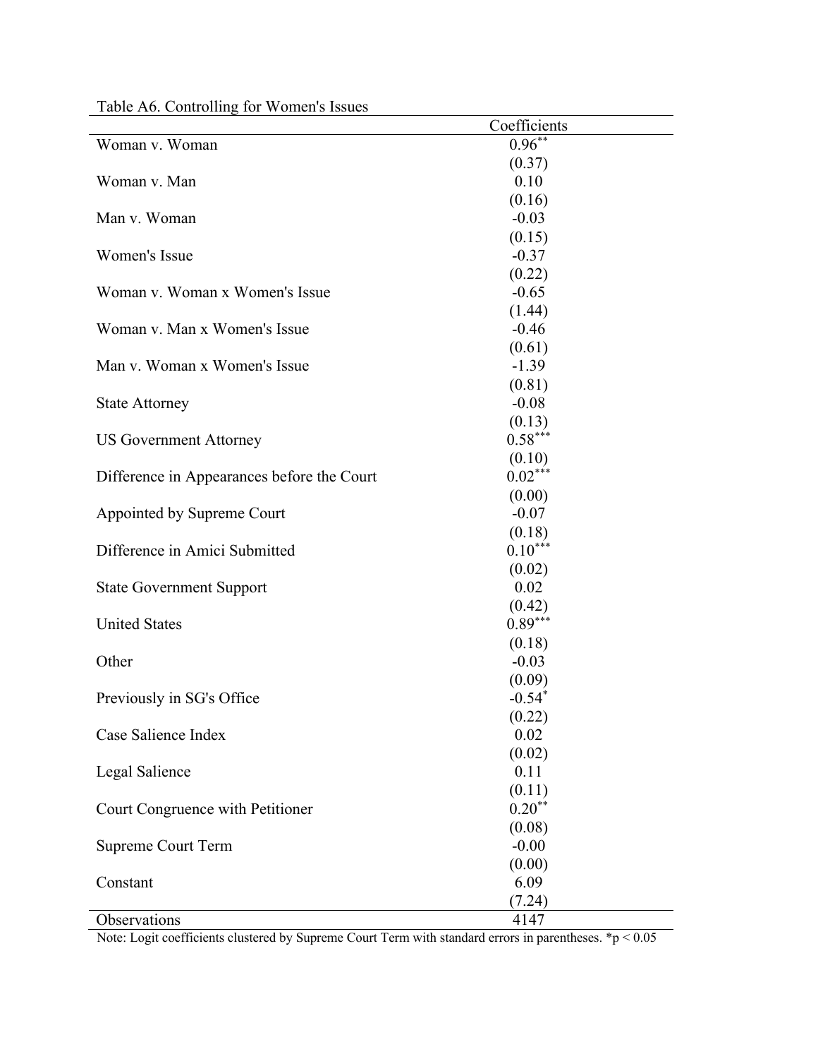Table A6. Controlling for Women's Issues

| | Coefficients |
|---|---|
| Woman v. Woman | 0.96** |
| | (0.37) |
| Woman v. Man | 0.10 |
| | (0.16) |
| Man v. Woman | -0.03 |
| | (0.15) |
| Women's Issue | -0.37 |
| | (0.22) |
| Woman v. Woman x Women's Issue | -0.65 |
| | (1.44) |
| Woman v. Man x Women's Issue | -0.46 |
| | (0.61) |
| Man v. Woman x Women's Issue | -1.39 |
| | (0.81) |
| State Attorney | -0.08 |
| | (0.13) |
| US Government Attorney | 0.58*** |
| | (0.10) |
| Difference in Appearances before the Court | 0.02*** |
| | (0.00) |
| Appointed by Supreme Court | -0.07 |
| | (0.18) |
| Difference in Amici Submitted | 0.10*** |
| | (0.02) |
| State Government Support | 0.02 |
| | (0.42) |
| United States | 0.89*** |
| | (0.18) |
| Other | -0.03 |
| | (0.09) |
| Previously in SG's Office | -0.54* |
| | (0.22) |
| Case Salience Index | 0.02 |
| | (0.02) |
| Legal Salience | 0.11 |
| | (0.11) |
| Court Congruence with Petitioner | 0.20** |
| | (0.08) |
| Supreme Court Term | -0.00 |
| | (0.00) |
| Constant | 6.09 |
| | (7.24) |
| Observations | 4147 |

Note: Logit coefficients clustered by Supreme Court Term with standard errors in parentheses. *$p < 0.05$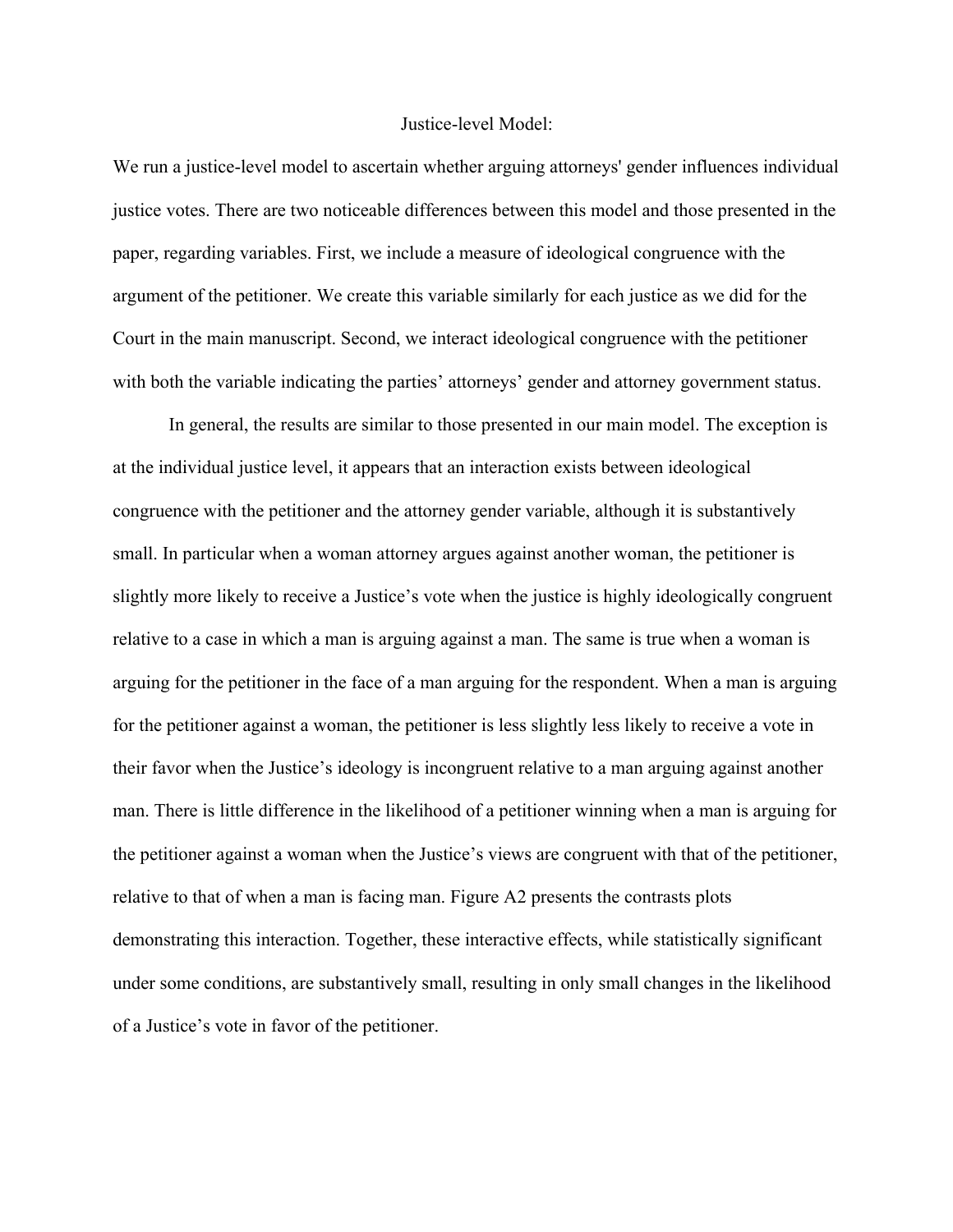# Justice-level Model:

We run a justice-level model to ascertain whether arguing attorneys' gender influences individual justice votes. There are two noticeable differences between this model and those presented in the paper, regarding variables. First, we include a measure of ideological congruence with the argument of the petitioner. We create this variable similarly for each justice as we did for the Court in the main manuscript. Second, we interact ideological congruence with the petitioner with both the variable indicating the parties' attorneys' gender and attorney government status.

In general, the results are similar to those presented in our main model. The exception is at the individual justice level, it appears that an interaction exists between ideological congruence with the petitioner and the attorney gender variable, although it is substantively small. In particular when a woman attorney argues against another woman, the petitioner is slightly more likely to receive a Justice's vote when the justice is highly ideologically congruent relative to a case in which a man is arguing against a man. The same is true when a woman is arguing for the petitioner in the face of a man arguing for the respondent. When a man is arguing for the petitioner against a woman, the petitioner is less slightly less likely to receive a vote in their favor when the Justice's ideology is incongruent relative to a man arguing against another man. There is little difference in the likelihood of a petitioner winning when a man is arguing for the petitioner against a woman when the Justice's views are congruent with that of the petitioner, relative to that of when a man is facing man. Figure A2 presents the contrasts plots demonstrating this interaction. Together, these interactive effects, while statistically significant under some conditions, are substantively small, resulting in only small changes in the likelihood of a Justice's vote in favor of the petitioner.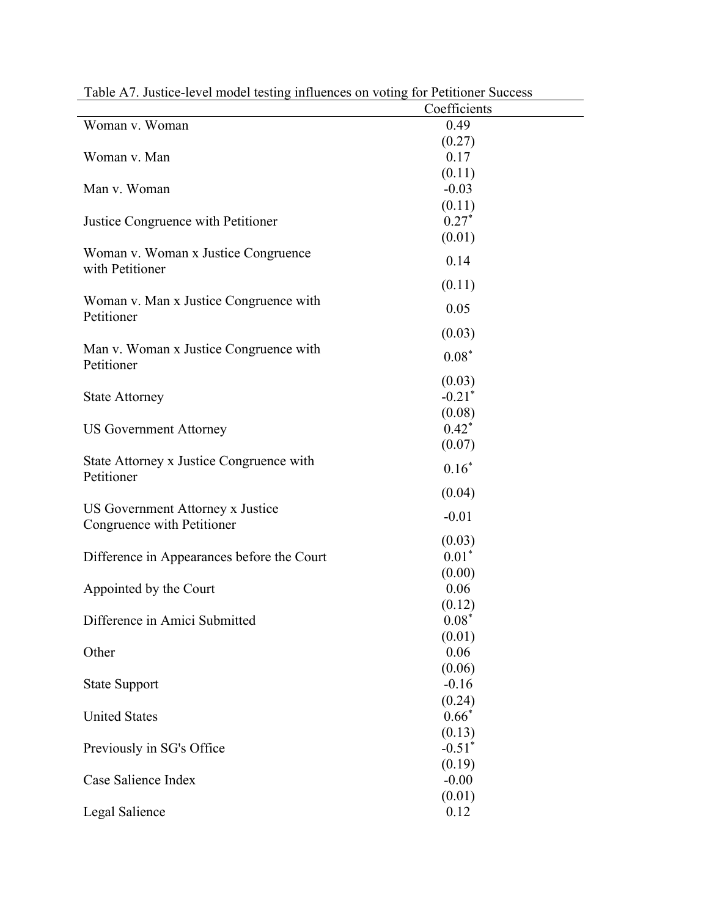Table A7. Justice-level model testing influences on voting for Petitioner Success

| | Coefficients |
|---|---|
| Woman v. Woman | 0.49 |
| | (0.27) |
| Woman v. Man | 0.17 |
| | (0.11) |
| Man v. Woman | -0.03 |
| | (0.11) |
| Justice Congruence with Petitioner | 0.27* |
| | (0.01) |
| Woman v. Woman x Justice Congruence with Petitioner | 0.14 |
| | (0.11) |
| Woman v. Man x Justice Congruence with Petitioner | 0.05 |
| | (0.03) |
| Man v. Woman x Justice Congruence with Petitioner | 0.08* |
| | (0.03) |
| State Attorney | -0.21* |
| | (0.08) |
| US Government Attorney | 0.42* |
| | (0.07) |
| State Attorney x Justice Congruence with Petitioner | 0.16* |
| | (0.04) |
| US Government Attorney x Justice Congruence with Petitioner | -0.01 |
| | (0.03) |
| Difference in Appearances before the Court | 0.01* |
| | (0.00) |
| Appointed by the Court | 0.06 |
| | (0.12) |
| Difference in Amici Submitted | 0.08* |
| | (0.01) |
| Other | 0.06 |
| | (0.06) |
| State Support | -0.16 |
| | (0.24) |
| United States | 0.66* |
| | (0.13) |
| Previously in SG's Office | -0.51* |
| | (0.19) |
| Case Salience Index | -0.00 |
| | (0.01) |
| Legal Salience | 0.12 |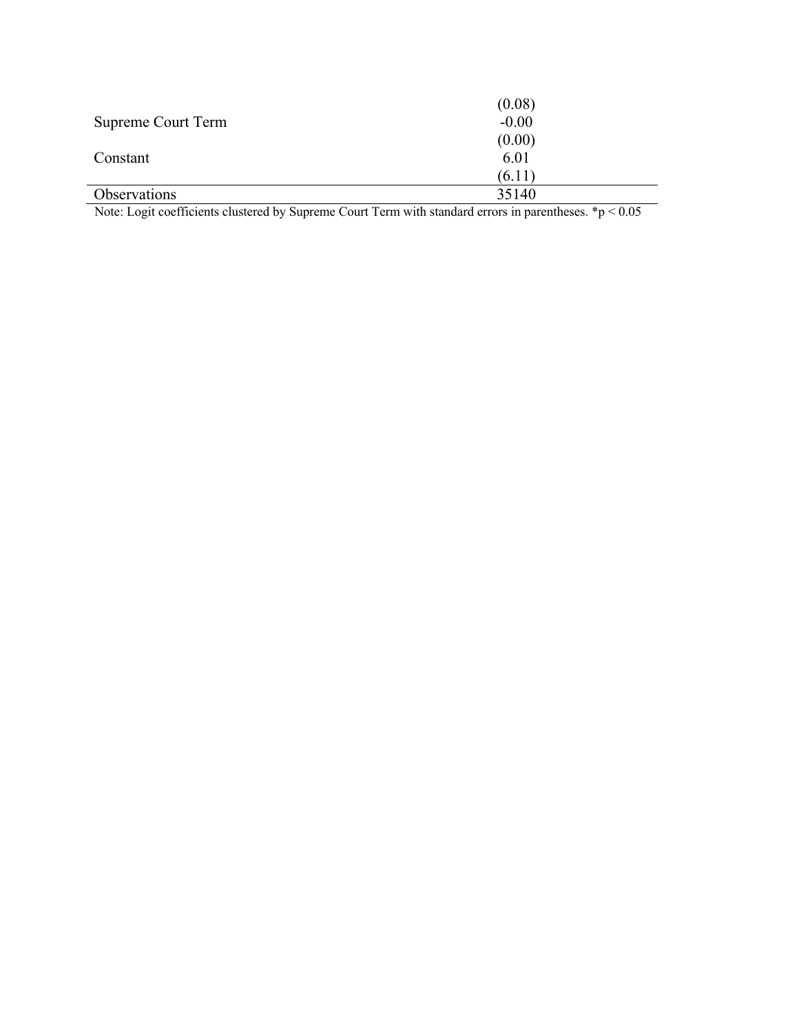| | |
|---|---|
| | (0.08) |
| Supreme Court Term | -0.00 |
| | (0.00) |
| Constant | 6.01 |
| | (6.11) |
| Observations | 35140 |

Note: Logit coefficients clustered by Supreme Court Term with standard errors in parentheses. $^{*}p < 0.05$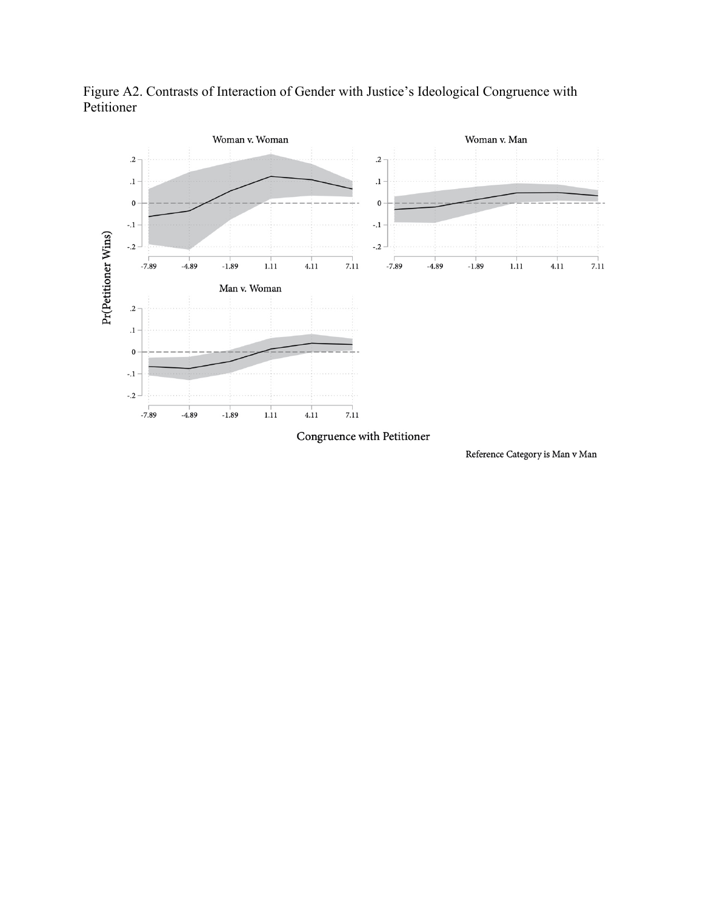Figure A2. Contrasts of Interaction of Gender with Justice's Ideological Congruence with Petitioner

Woman v. Woman

Woman v. Man

Man v. Woman

Pr(Petitioner Wins)

Congruence with Petitioner

Reference Category is Man v Man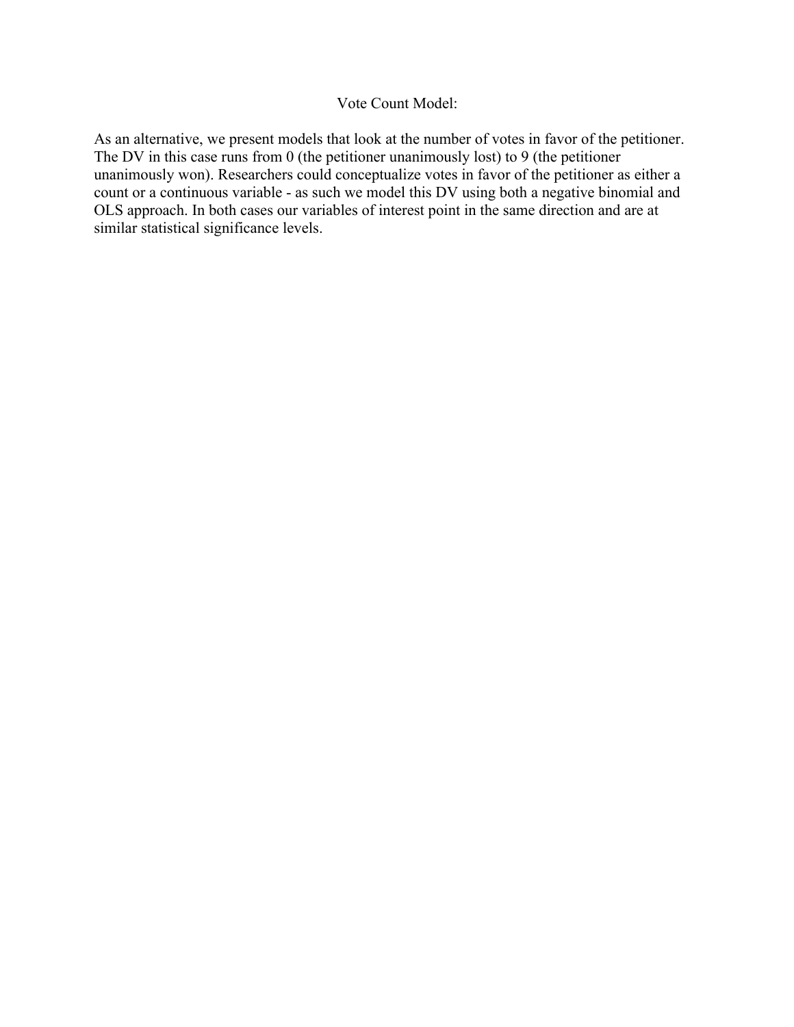## Vote Count Model:

As an alternative, we present models that look at the number of votes in favor of the petitioner. The DV in this case runs from 0 (the petitioner unanimously lost) to 9 (the petitioner unanimously won). Researchers could conceptualize votes in favor of the petitioner as either a count or a continuous variable - as such we model this DV using both a negative binomial and OLS approach. In both cases our variables of interest point in the same direction and are at similar statistical significance levels.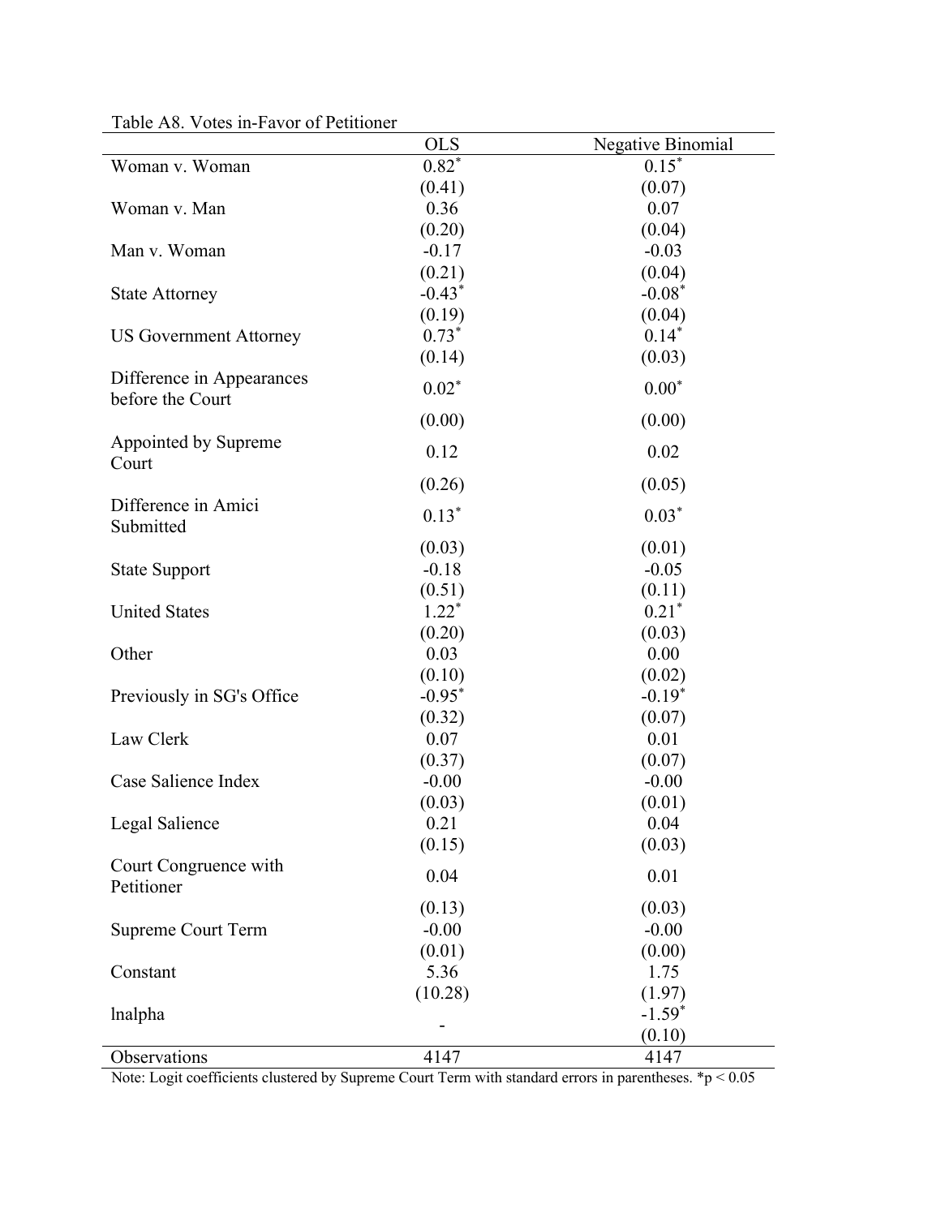Table A8. Votes in-Favor of Petitioner

| | OLS | Negative Binomial |
|---|---|---|
| Woman v. Woman | 0.82* | 0.15* |
| | (0.41) | (0.07) |
| Woman v. Man | 0.36 | 0.07 |
| | (0.20) | (0.04) |
| Man v. Woman | -0.17 | -0.03 |
| | (0.21) | (0.04) |
| State Attorney | -0.43* | -0.08* |
| | (0.19) | (0.04) |
| US Government Attorney | 0.73* | 0.14* |
| | (0.14) | (0.03) |
| Difference in Appearances before the Court | 0.02* | 0.00* |
| | (0.00) | (0.00) |
| Appointed by Supreme Court | 0.12 | 0.02 |
| | (0.26) | (0.05) |
| Difference in Amici Submitted | 0.13* | 0.03* |
| | (0.03) | (0.01) |
| State Support | -0.18 | -0.05 |
| | (0.51) | (0.11) |
| United States | 1.22* | 0.21* |
| | (0.20) | (0.03) |
| Other | 0.03 | 0.00 |
| | (0.10) | (0.02) |
| Previously in SG's Office | -0.95* | -0.19* |
| | (0.32) | (0.07) |
| Law Clerk | 0.07 | 0.01 |
| | (0.37) | (0.07) |
| Case Salience Index | -0.00 | -0.00 |
| | (0.03) | (0.01) |
| Legal Salience | 0.21 | 0.04 |
| | (0.15) | (0.03) |
| Court Congruence with Petitioner | 0.04 | 0.01 |
| | (0.13) | (0.03) |
| Supreme Court Term | -0.00 | -0.00 |
| | (0.01) | (0.00) |
| Constant | 5.36 | 1.75 |
| | (10.28) | (1.97) |
| lnalpha | - | -1.59* |
| | | (0.10) |
| Observations | 4147 | 4147 |

Note: Logit coefficients clustered by Supreme Court Term with standard errors in parentheses. *$p < 0.05$